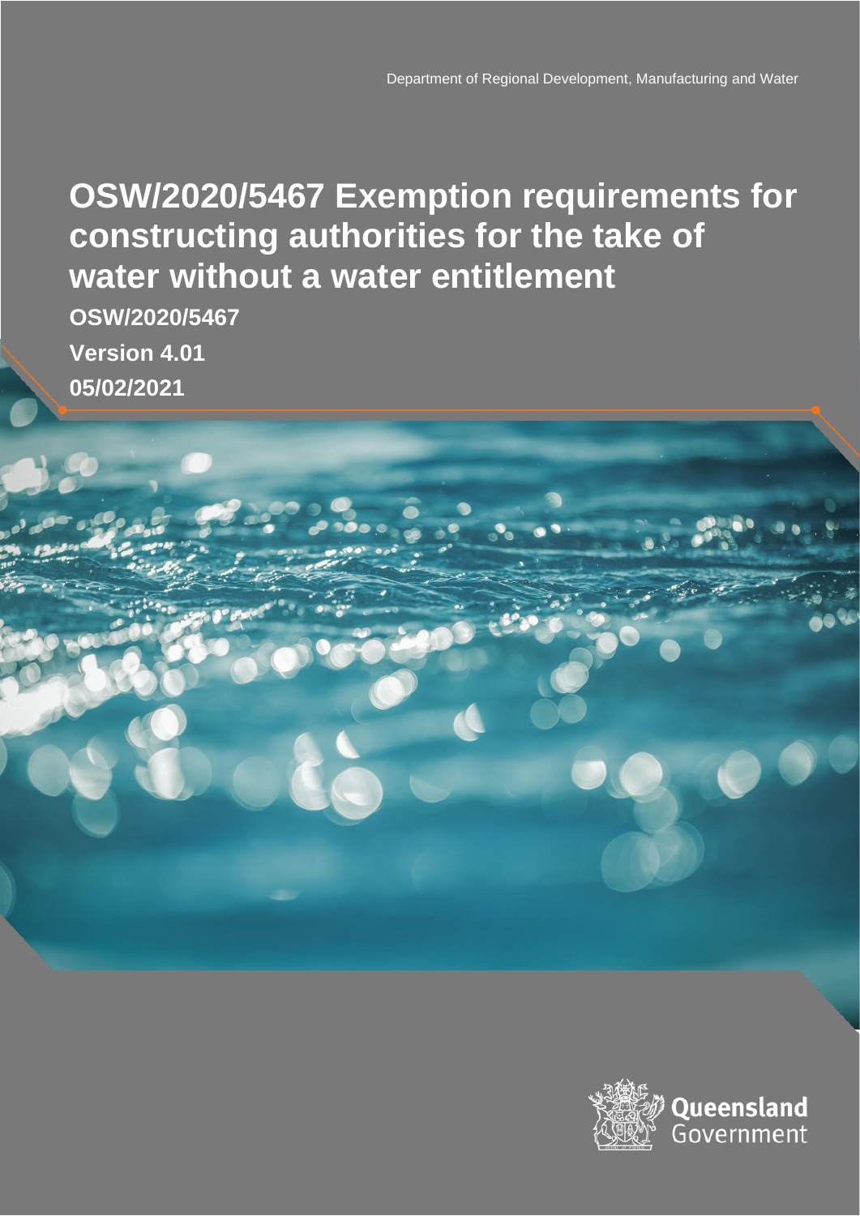Department of Regional Development, Manufacturing and Water

# OSW/2020/5467 Exemption requirements for constructing authorities for the take of water without a water entitlement

**OSW/2020/5467**

**Version 4.01**

**05/02/2021**

Queensland Government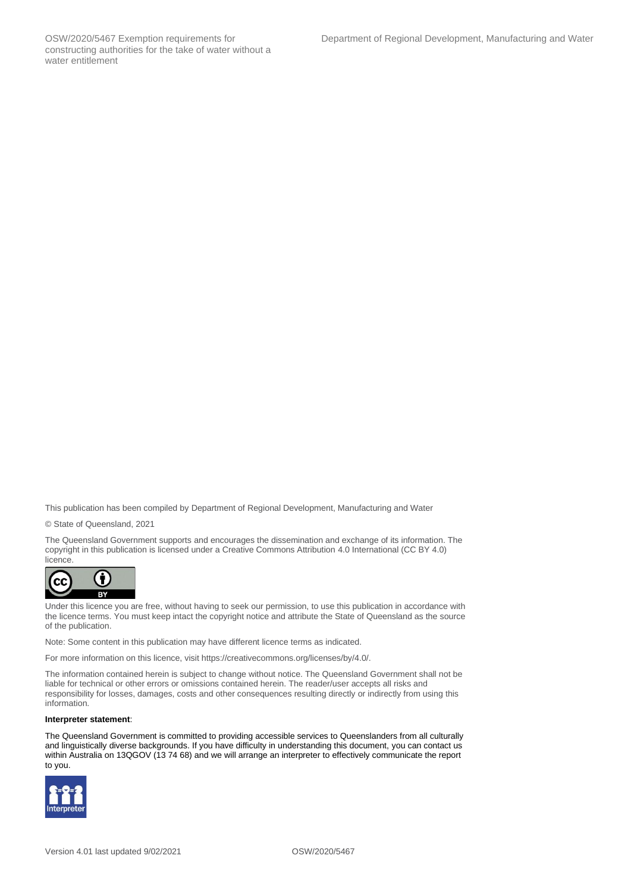This publication has been compiled by Department of Regional Development, Manufacturing and Water

© State of Queensland, 2021

The Queensland Government supports and encourages the dissemination and exchange of its information. The copyright in this publication is licensed under a Creative Commons Attribution 4.0 International (CC BY 4.0) licence.

Under this licence you are free, without having to seek our permission, to use this publication in accordance with the licence terms. You must keep intact the copyright notice and attribute the State of Queensland as the source of the publication.

Note: Some content in this publication may have different licence terms as indicated.

For more information on this licence, visit https://creativecommons.org/licenses/by/4.0/.

The information contained herein is subject to change without notice. The Queensland Government shall not be liable for technical or other errors or omissions contained herein. The reader/user accepts all risks and responsibility for losses, damages, costs and other consequences resulting directly or indirectly from using this information.

**Interpreter statement**:

The Queensland Government is committed to providing accessible services to Queenslanders from all culturally and linguistically diverse backgrounds. If you have difficulty in understanding this document, you can contact us within Australia on 13QGOV (13 74 68) and we will arrange an interpreter to effectively communicate the report to you.

Version 4.01 last updated 9/02/2021 OSW/2020/5467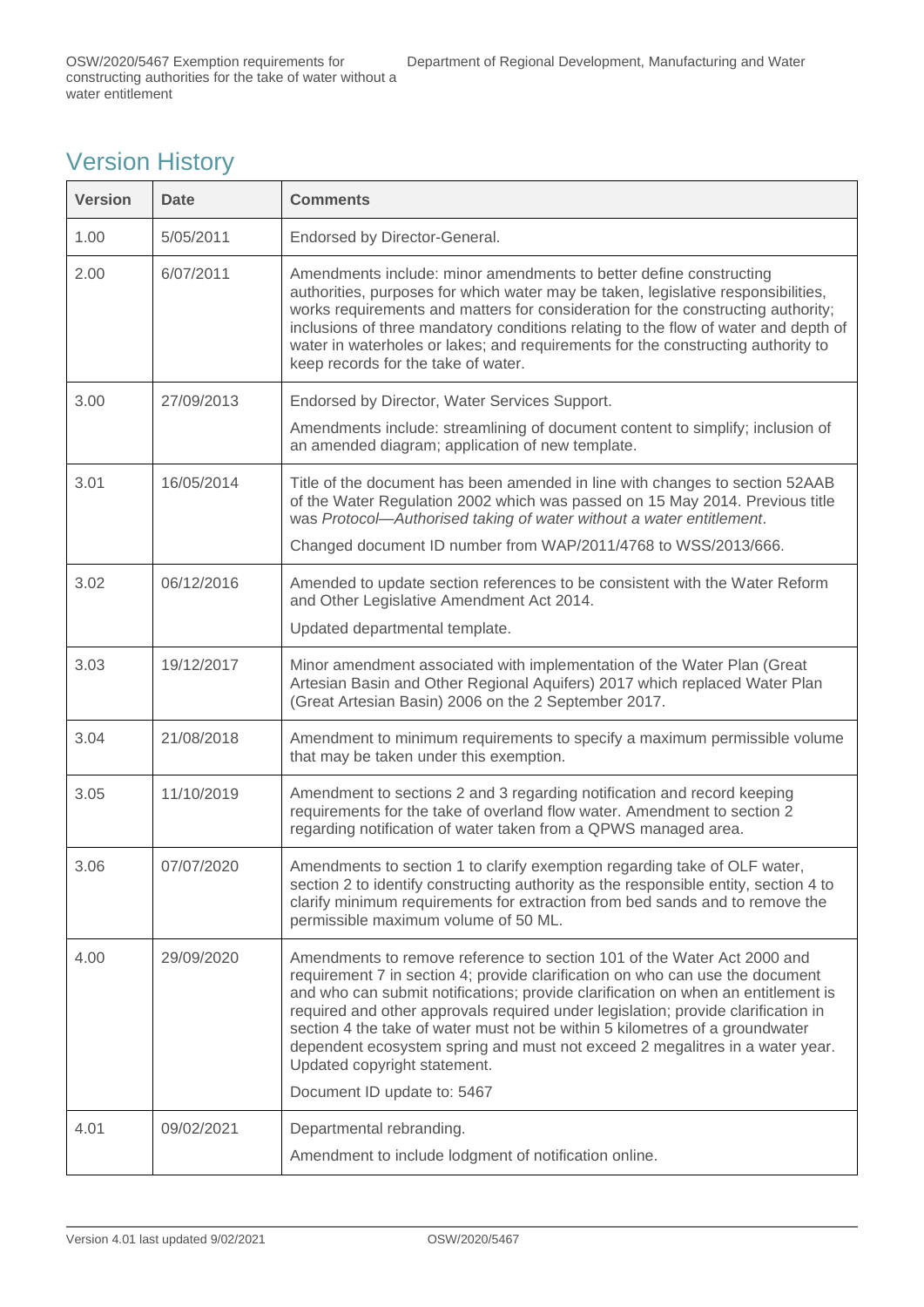## Version History

| Version | Date | Comments |
| --- | --- | --- |
| 1.00 | 5/05/2011 | Endorsed by Director-General. |
| 2.00 | 6/07/2011 | Amendments include: minor amendments to better define constructing authorities, purposes for which water may be taken, legislative responsibilities, works requirements and matters for consideration for the constructing authority; inclusions of three mandatory conditions relating to the flow of water and depth of water in waterholes or lakes; and requirements for the constructing authority to keep records for the take of water. |
| 3.00 | 27/09/2013 | Endorsed by Director, Water Services Support. <br> Amendments include: streamlining of document content to simplify; inclusion of an amended diagram; application of new template. |
| 3.01 | 16/05/2014 | Title of the document has been amended in line with changes to section 52AAB of the Water Regulation 2002 which was passed on 15 May 2014. Previous title was *Protocol—Authorised taking of water without a water entitlement*. <br> Changed document ID number from WAP/2011/4768 to WSS/2013/666. |
| 3.02 | 06/12/2016 | Amended to update section references to be consistent with the Water Reform and Other Legislative Amendment Act 2014. <br> Updated departmental template. |
| 3.03 | 19/12/2017 | Minor amendment associated with implementation of the Water Plan (Great Artesian Basin and Other Regional Aquifers) 2017 which replaced Water Plan (Great Artesian Basin) 2006 on the 2 September 2017. |
| 3.04 | 21/08/2018 | Amendment to minimum requirements to specify a maximum permissible volume that may be taken under this exemption. |
| 3.05 | 11/10/2019 | Amendment to sections 2 and 3 regarding notification and record keeping requirements for the take of overland flow water. Amendment to section 2 regarding notification of water taken from a QPWS managed area. |
| 3.06 | 07/07/2020 | Amendments to section 1 to clarify exemption regarding take of OLF water, section 2 to identify constructing authority as the responsible entity, section 4 to clarify minimum requirements for extraction from bed sands and to remove the permissible maximum volume of 50 ML. |
| 4.00 | 29/09/2020 | Amendments to remove reference to section 101 of the Water Act 2000 and requirement 7 in section 4; provide clarification on who can use the document and who can submit notifications; provide clarification on when an entitlement is required and other approvals required under legislation; provide clarification in section 4 the take of water must not be within 5 kilometres of a groundwater dependent ecosystem spring and must not exceed 2 megalitres in a water year. Updated copyright statement. <br> Document ID update to: 5467 |
| 4.01 | 09/02/2021 | Departmental rebranding. <br> Amendment to include lodgment of notification online. |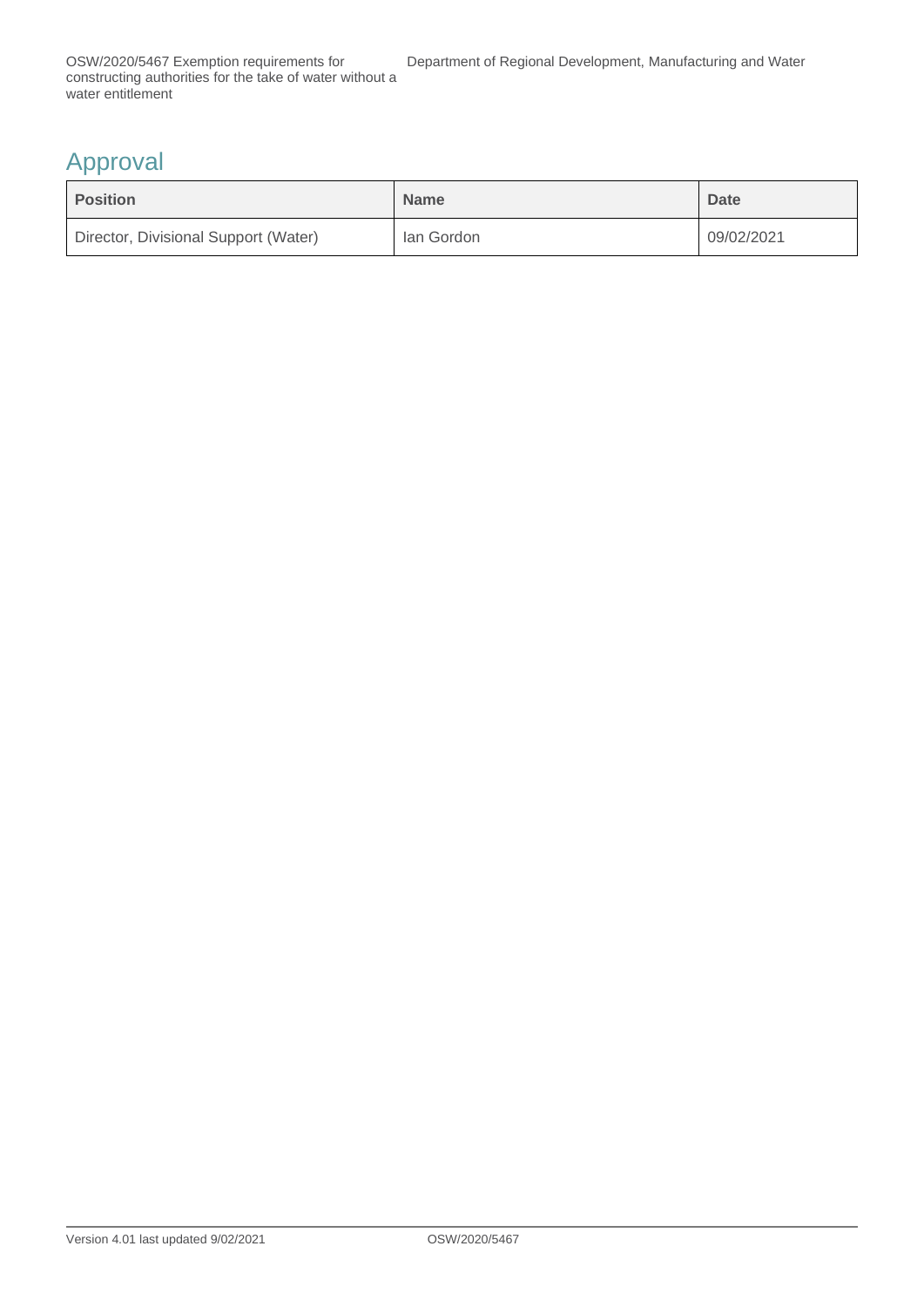## Approval

| Position | Name | Date |
| --- | --- | --- |
| Director, Divisional Support (Water) | Ian Gordon | 09/02/2021 |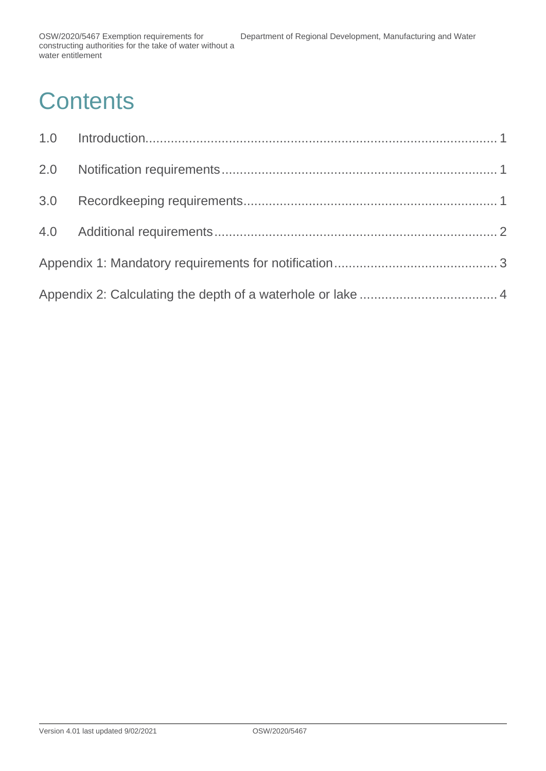# Contents

1.0 Introduction ........................................................................................ 1

2.0 Notification requirements ..................................................................... 1

3.0 Recordkeeping requirements ................................................................ 1

4.0 Additional requirements ....................................................................... 2

Appendix 1: Mandatory requirements for notification ........................................ 3

Appendix 2: Calculating the depth of a waterhole or lake .................................. 4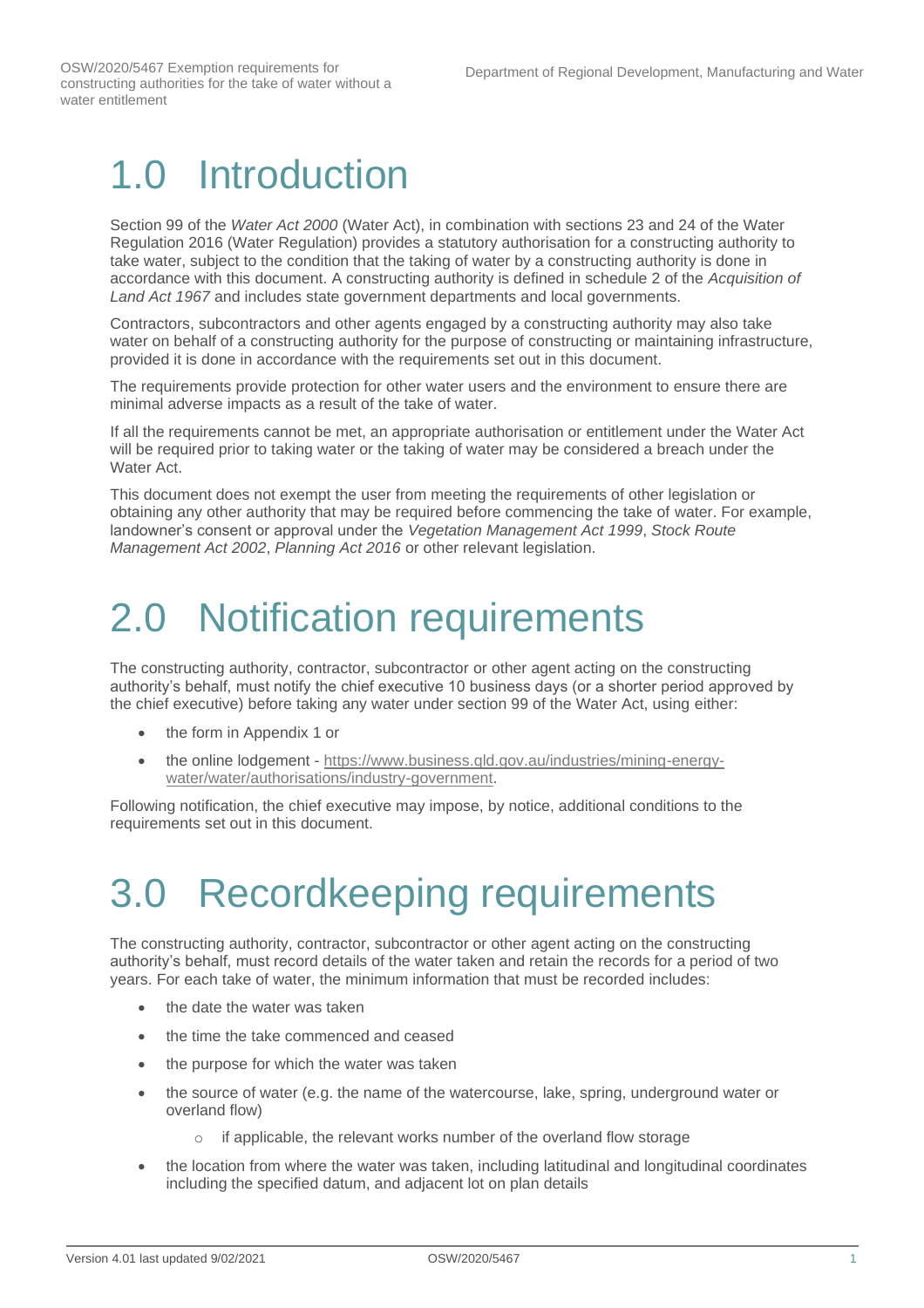# 1.0 Introduction

Section 99 of the *Water Act 2000* (Water Act), in combination with sections 23 and 24 of the Water Regulation 2016 (Water Regulation) provides a statutory authorisation for a constructing authority to take water, subject to the condition that the taking of water by a constructing authority is done in accordance with this document. A constructing authority is defined in schedule 2 of the *Acquisition of Land Act 1967* and includes state government departments and local governments.

Contractors, subcontractors and other agents engaged by a constructing authority may also take water on behalf of a constructing authority for the purpose of constructing or maintaining infrastructure, provided it is done in accordance with the requirements set out in this document.

The requirements provide protection for other water users and the environment to ensure there are minimal adverse impacts as a result of the take of water.

If all the requirements cannot be met, an appropriate authorisation or entitlement under the Water Act will be required prior to taking water or the taking of water may be considered a breach under the Water Act.

This document does not exempt the user from meeting the requirements of other legislation or obtaining any other authority that may be required before commencing the take of water. For example, landowner's consent or approval under the *Vegetation Management Act 1999*, *Stock Route Management Act 2002*, *Planning Act 2016* or other relevant legislation.

# 2.0 Notification requirements

The constructing authority, contractor, subcontractor or other agent acting on the constructing authority's behalf, must notify the chief executive 10 business days (or a shorter period approved by the chief executive) before taking any water under section 99 of the Water Act, using either:

- the form in Appendix 1 or
- the online lodgement - https://www.business.qld.gov.au/industries/mining-energy-water/water/authorisations/industry-government.

Following notification, the chief executive may impose, by notice, additional conditions to the requirements set out in this document.

# 3.0 Recordkeeping requirements

The constructing authority, contractor, subcontractor or other agent acting on the constructing authority's behalf, must record details of the water taken and retain the records for a period of two years. For each take of water, the minimum information that must be recorded includes:

- the date the water was taken
- the time the take commenced and ceased
- the purpose for which the water was taken
- the source of water (e.g. the name of the watercourse, lake, spring, underground water or overland flow)
    - if applicable, the relevant works number of the overland flow storage
- the location from where the water was taken, including latitudinal and longitudinal coordinates including the specified datum, and adjacent lot on plan details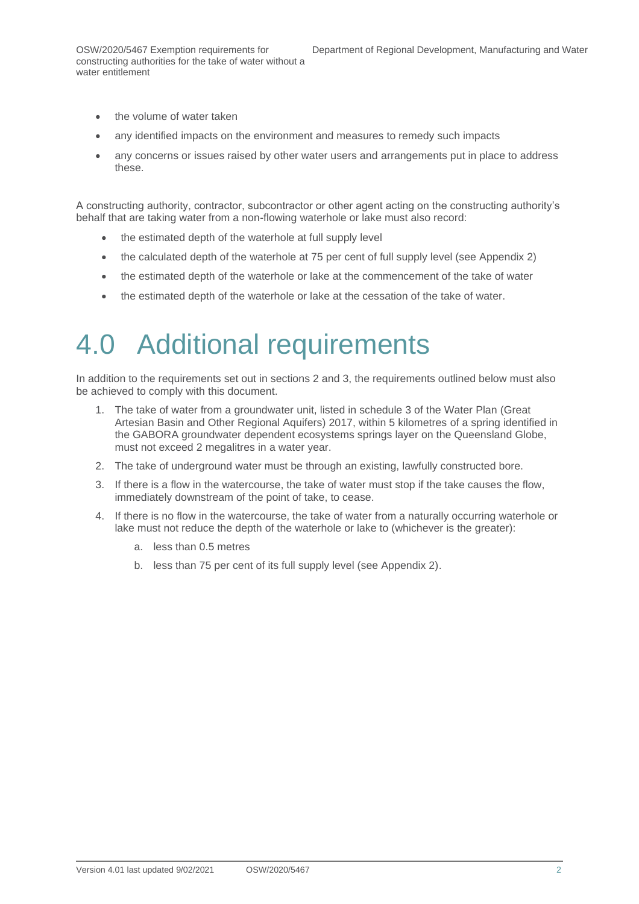- the volume of water taken
- any identified impacts on the environment and measures to remedy such impacts
- any concerns or issues raised by other water users and arrangements put in place to address these.

A constructing authority, contractor, subcontractor or other agent acting on the constructing authority's behalf that are taking water from a non-flowing waterhole or lake must also record:

- the estimated depth of the waterhole at full supply level
- the calculated depth of the waterhole at 75 per cent of full supply level (see Appendix 2)
- the estimated depth of the waterhole or lake at the commencement of the take of water
- the estimated depth of the waterhole or lake at the cessation of the take of water.

# 4.0 Additional requirements

In addition to the requirements set out in sections 2 and 3, the requirements outlined below must also be achieved to comply with this document.

1. The take of water from a groundwater unit, listed in schedule 3 of the Water Plan (Great Artesian Basin and Other Regional Aquifers) 2017, within 5 kilometres of a spring identified in the GABORA groundwater dependent ecosystems springs layer on the Queensland Globe, must not exceed 2 megalitres in a water year.
2. The take of underground water must be through an existing, lawfully constructed bore.
3. If there is a flow in the watercourse, the take of water must stop if the take causes the flow, immediately downstream of the point of take, to cease.
4. If there is no flow in the watercourse, the take of water from a naturally occurring waterhole or lake must not reduce the depth of the waterhole or lake to (whichever is the greater):
    a. less than 0.5 metres
    b. less than 75 per cent of its full supply level (see Appendix 2).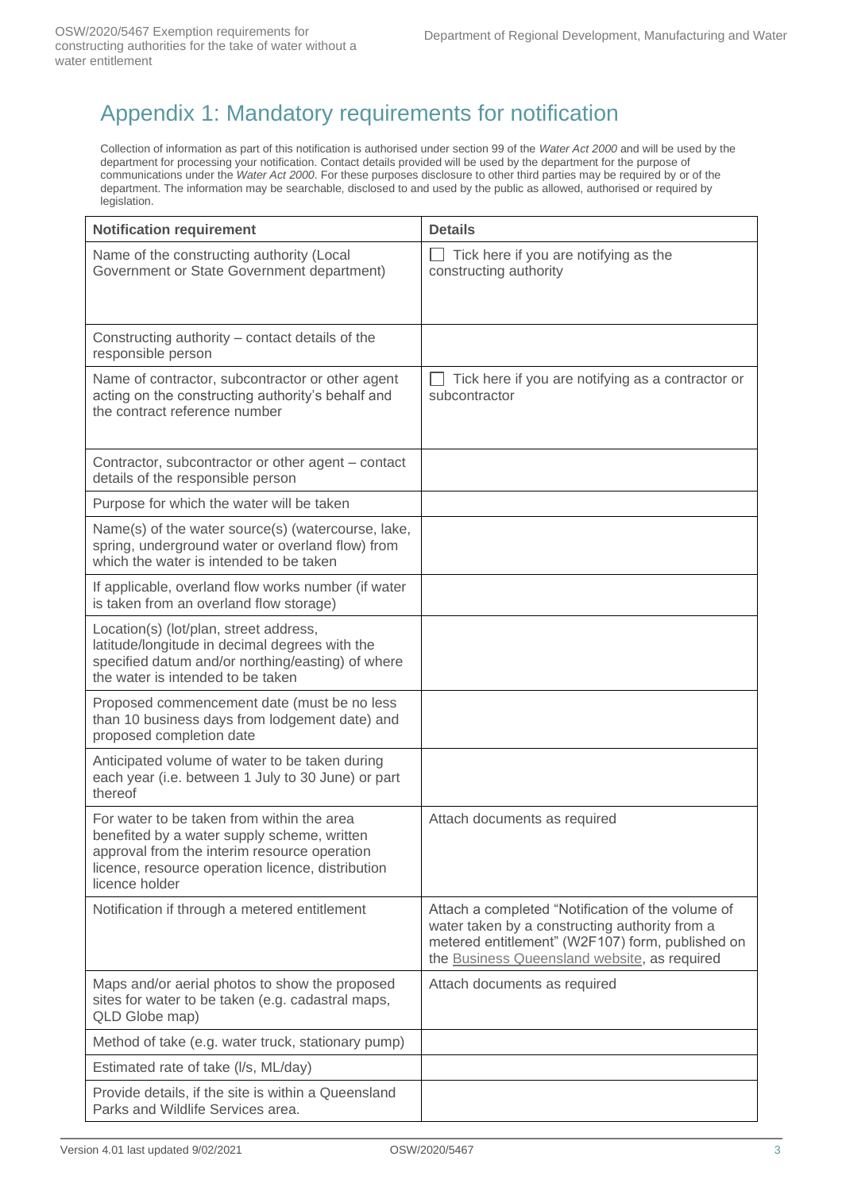# Appendix 1: Mandatory requirements for notification

Collection of information as part of this notification is authorised under section 99 of the *Water Act 2000* and will be used by the department for processing your notification. Contact details provided will be used by the department for the purpose of communications under the *Water Act 2000*. For these purposes disclosure to other third parties may be required by or of the department. The information may be searchable, disclosed to and used by the public as allowed, authorised or required by legislation.

| Notification requirement | Details |
| --- | --- |
| Name of the constructing authority (Local Government or State Government department) | ☐ Tick here if you are notifying as the constructing authority |
| Constructing authority – contact details of the responsible person | |
| Name of contractor, subcontractor or other agent acting on the constructing authority's behalf and the contract reference number | ☐ Tick here if you are notifying as a contractor or subcontractor |
| Contractor, subcontractor or other agent – contact details of the responsible person | |
| Purpose for which the water will be taken | |
| Name(s) of the water source(s) (watercourse, lake, spring, underground water or overland flow) from which the water is intended to be taken | |
| If applicable, overland flow works number (if water is taken from an overland flow storage) | |
| Location(s) (lot/plan, street address, latitude/longitude in decimal degrees with the specified datum and/or northing/easting) of where the water is intended to be taken | |
| Proposed commencement date (must be no less than 10 business days from lodgement date) and proposed completion date | |
| Anticipated volume of water to be taken during each year (i.e. between 1 July to 30 June) or part thereof | |
| For water to be taken from within the area benefited by a water supply scheme, written approval from the interim resource operation licence, resource operation licence, distribution licence holder | Attach documents as required |
| Notification if through a metered entitlement | Attach a completed "Notification of the volume of water taken by a constructing authority from a metered entitlement" (W2F107) form, published on the Business Queensland website, as required |
| Maps and/or aerial photos to show the proposed sites for water to be taken (e.g. cadastral maps, QLD Globe map) | Attach documents as required |
| Method of take (e.g. water truck, stationary pump) | |
| Estimated rate of take (l/s, ML/day) | |
| Provide details, if the site is within a Queensland Parks and Wildlife Services area. | |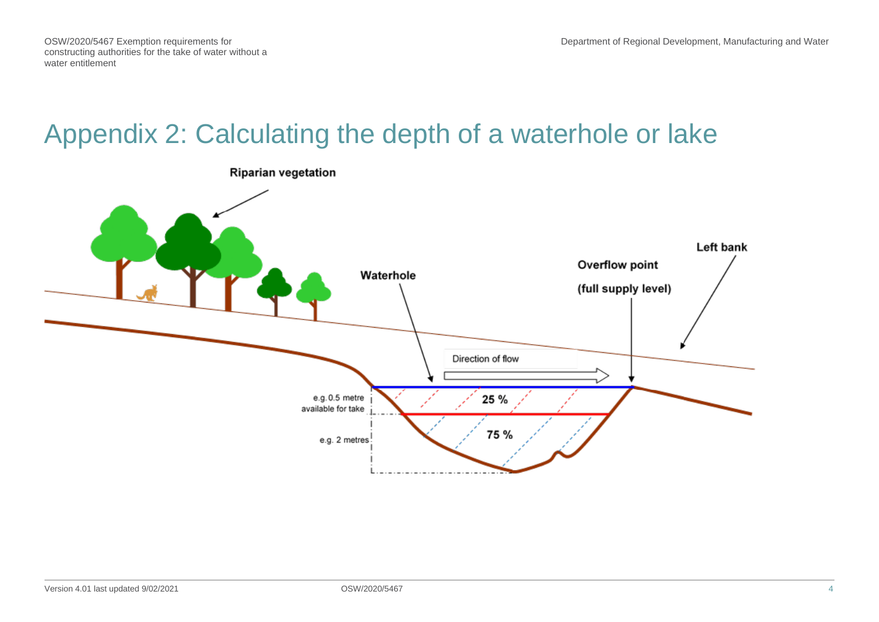# Appendix 2: Calculating the depth of a waterhole or lake

**Riparian vegetation**

**Waterhole**

**Overflow point**

**(full supply level)**

**Left bank**

Direction of flow

e.g. 0.5 metre available for take

**25 %**

e.g. 2 metres

**75 %**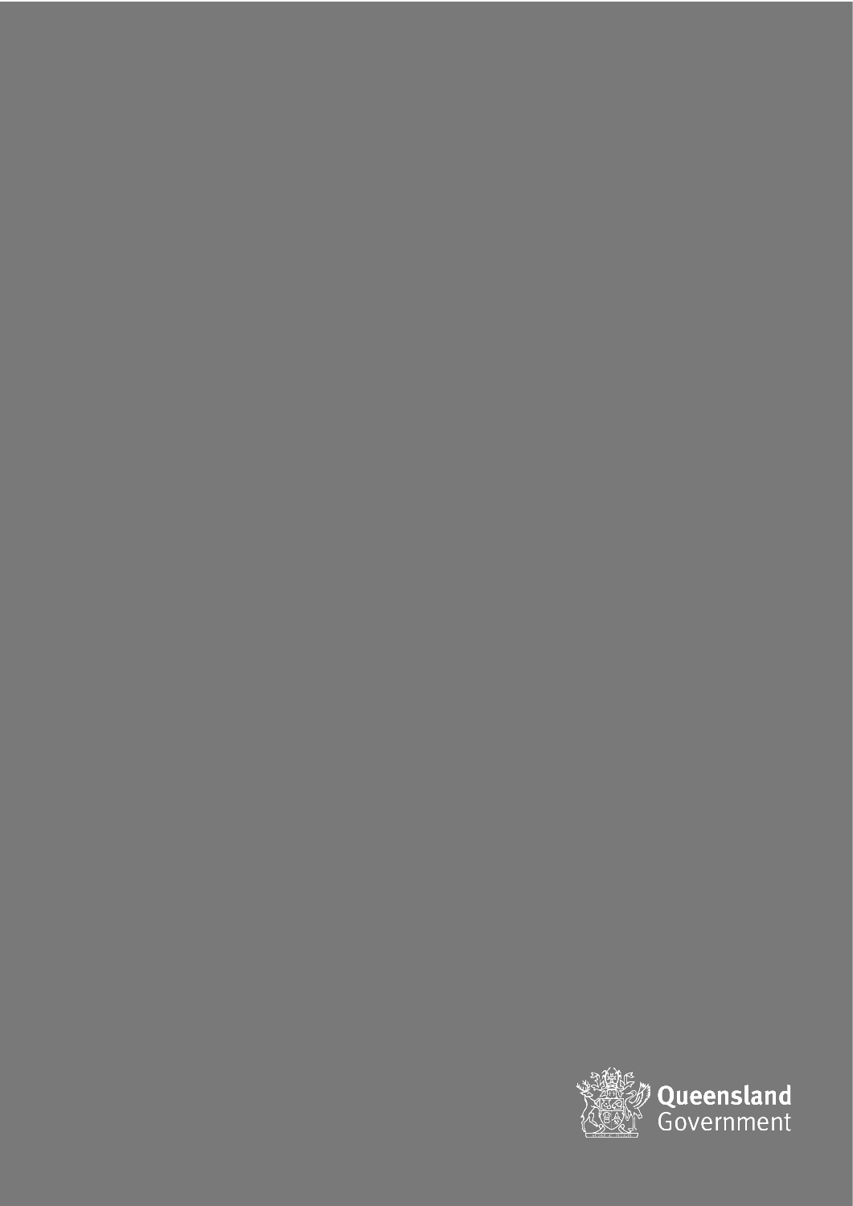Queensland Government